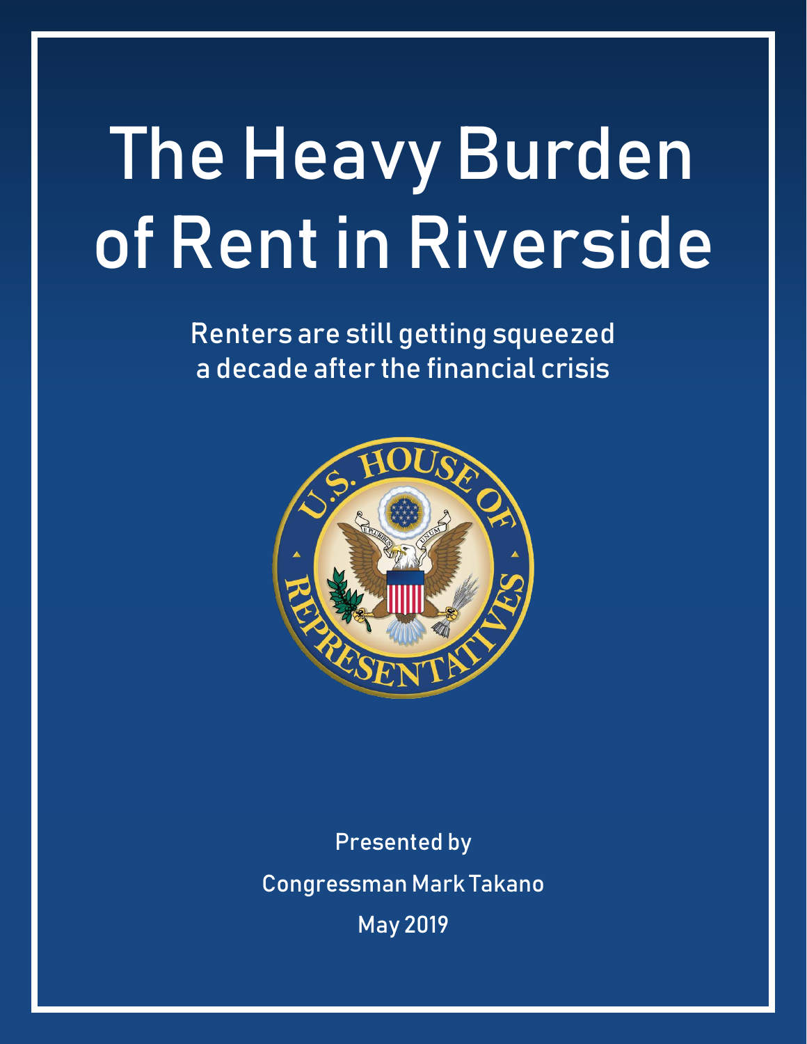# The Heavy Burden of Rent in Riverside

Renters are still getting squeezed a decade after the financial crisis

Presented by

Congressman Mark Takano

May 2019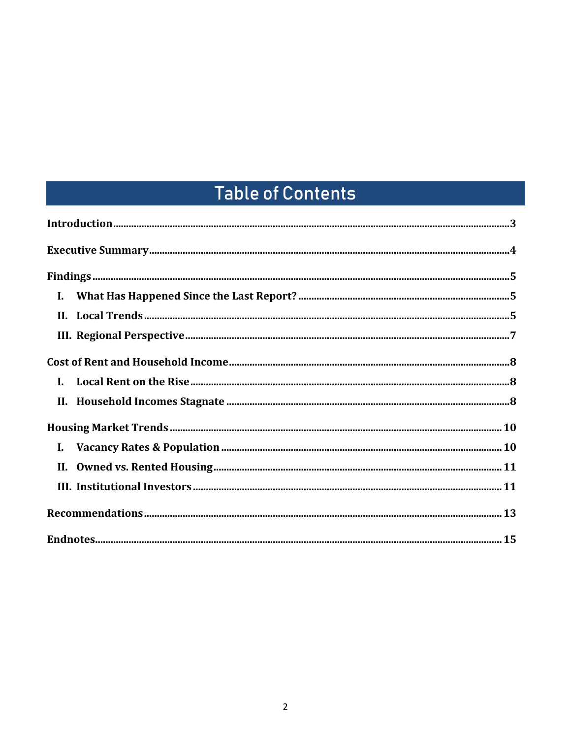# Table of Contents

**Introduction** .......... 3

**Executive Summary** .......... 4

**Findings** .......... 5

- **I. What Has Happened Since the Last Report?** .......... 5
- **II. Local Trends** .......... 5
- **III. Regional Perspective** .......... 7

**Cost of Rent and Household Income** .......... 8

- **I. Local Rent on the Rise** .......... 8
- **II. Household Incomes Stagnate** .......... 8

**Housing Market Trends** .......... 10

- **I. Vacancy Rates & Population** .......... 10
- **II. Owned vs. Rented Housing** .......... 11
- **III. Institutional Investors** .......... 11

**Recommendations** .......... 13

**Endnotes** .......... 15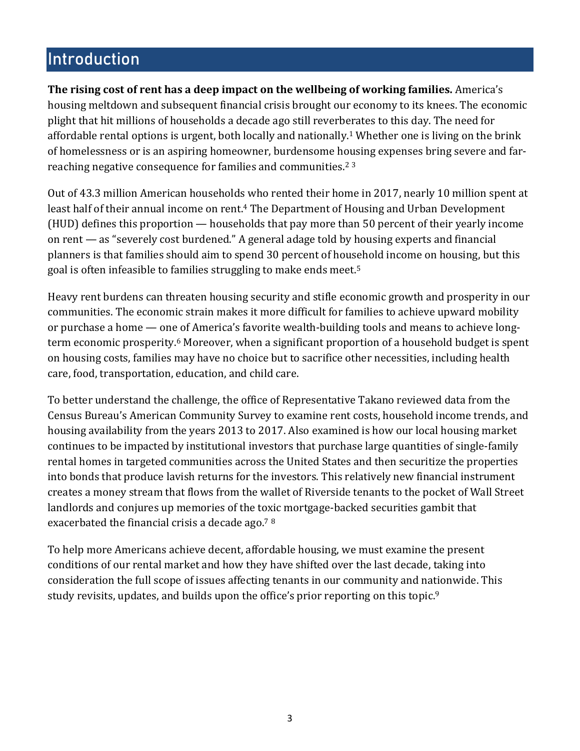# Introduction

**The rising cost of rent has a deep impact on the wellbeing of working families.** America's housing meltdown and subsequent financial crisis brought our economy to its knees. The economic plight that hit millions of households a decade ago still reverberates to this day. The need for affordable rental options is urgent, both locally and nationally.[1] Whether one is living on the brink of homelessness or is an aspiring homeowner, burdensome housing expenses bring severe and far-reaching negative consequence for families and communities.[2] [3]

Out of 43.3 million American households who rented their home in 2017, nearly 10 million spent at least half of their annual income on rent.[4] The Department of Housing and Urban Development (HUD) defines this proportion — households that pay more than 50 percent of their yearly income on rent — as "severely cost burdened." A general adage told by housing experts and financial planners is that families should aim to spend 30 percent of household income on housing, but this goal is often infeasible to families struggling to make ends meet.[5]

Heavy rent burdens can threaten housing security and stifle economic growth and prosperity in our communities. The economic strain makes it more difficult for families to achieve upward mobility or purchase a home — one of America's favorite wealth-building tools and means to achieve long-term economic prosperity.[6] Moreover, when a significant proportion of a household budget is spent on housing costs, families may have no choice but to sacrifice other necessities, including health care, food, transportation, education, and child care.

To better understand the challenge, the office of Representative Takano reviewed data from the Census Bureau's American Community Survey to examine rent costs, household income trends, and housing availability from the years 2013 to 2017. Also examined is how our local housing market continues to be impacted by institutional investors that purchase large quantities of single-family rental homes in targeted communities across the United States and then securitize the properties into bonds that produce lavish returns for the investors. This relatively new financial instrument creates a money stream that flows from the wallet of Riverside tenants to the pocket of Wall Street landlords and conjures up memories of the toxic mortgage-backed securities gambit that exacerbated the financial crisis a decade ago.[7] [8]

To help more Americans achieve decent, affordable housing, we must examine the present conditions of our rental market and how they have shifted over the last decade, taking into consideration the full scope of issues affecting tenants in our community and nationwide. This study revisits, updates, and builds upon the office's prior reporting on this topic.[9]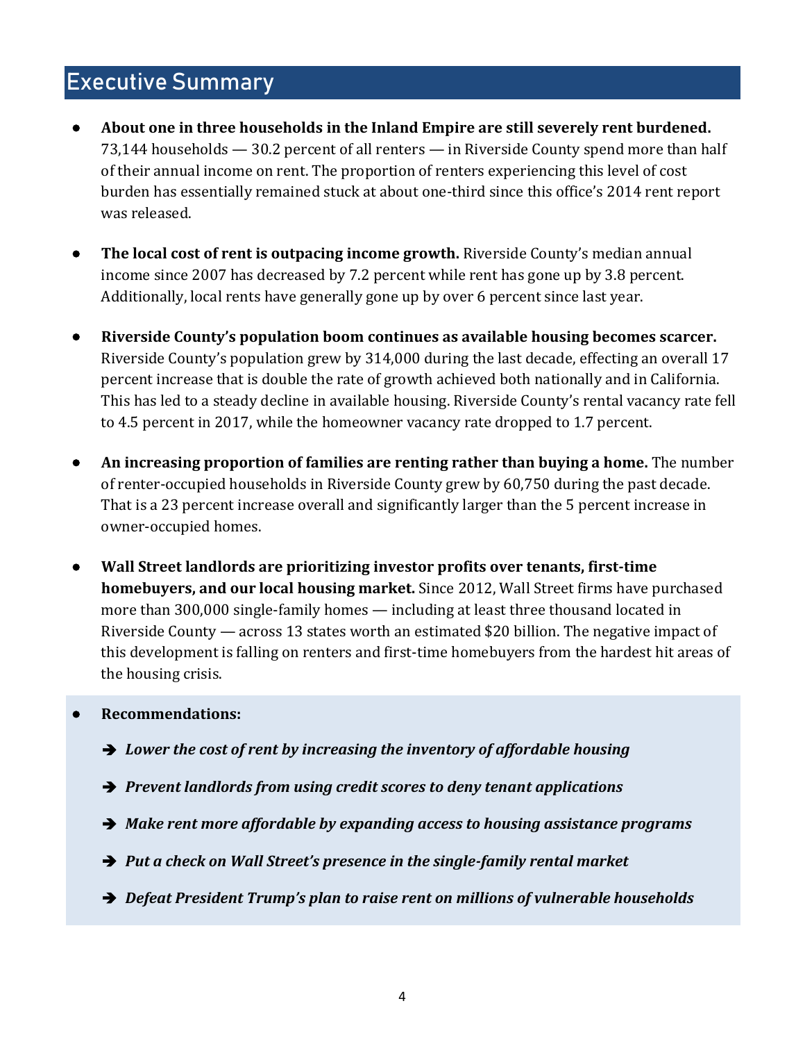# Executive Summary

- **About one in three households in the Inland Empire are still severely rent burdened.** 73,144 households — 30.2 percent of all renters — in Riverside County spend more than half of their annual income on rent. The proportion of renters experiencing this level of cost burden has essentially remained stuck at about one-third since this office's 2014 rent report was released.

- **The local cost of rent is outpacing income growth.** Riverside County's median annual income since 2007 has decreased by 7.2 percent while rent has gone up by 3.8 percent. Additionally, local rents have generally gone up by over 6 percent since last year.

- **Riverside County's population boom continues as available housing becomes scarcer.** Riverside County's population grew by 314,000 during the last decade, effecting an overall 17 percent increase that is double the rate of growth achieved both nationally and in California. This has led to a steady decline in available housing. Riverside County's rental vacancy rate fell to 4.5 percent in 2017, while the homeowner vacancy rate dropped to 1.7 percent.

- **An increasing proportion of families are renting rather than buying a home.** The number of renter-occupied households in Riverside County grew by 60,750 during the past decade. That is a 23 percent increase overall and significantly larger than the 5 percent increase in owner-occupied homes.

- **Wall Street landlords are prioritizing investor profits over tenants, first-time homebuyers, and our local housing market.** Since 2012, Wall Street firms have purchased more than 300,000 single-family homes — including at least three thousand located in Riverside County — across 13 states worth an estimated $20 billion. The negative impact of this development is falling on renters and first-time homebuyers from the hardest hit areas of the housing crisis.

- **Recommendations:**
  - ➔ ***Lower the cost of rent by increasing the inventory of affordable housing***
  - ➔ ***Prevent landlords from using credit scores to deny tenant applications***
  - ➔ ***Make rent more affordable by expanding access to housing assistance programs***
  - ➔ ***Put a check on Wall Street's presence in the single-family rental market***
  - ➔ ***Defeat President Trump's plan to raise rent on millions of vulnerable households***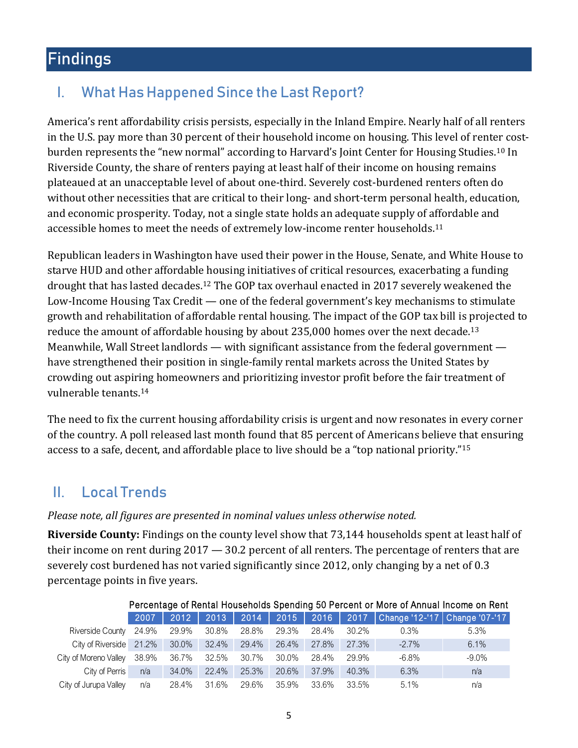# Findings

## I. What Has Happened Since the Last Report?

America's rent affordability crisis persists, especially in the Inland Empire. Nearly half of all renters in the U.S. pay more than 30 percent of their household income on housing. This level of renter cost-burden represents the "new normal" according to Harvard's Joint Center for Housing Studies.[10] In Riverside County, the share of renters paying at least half of their income on housing remains plateaued at an unacceptable level of about one-third. Severely cost-burdened renters often do without other necessities that are critical to their long- and short-term personal health, education, and economic prosperity. Today, not a single state holds an adequate supply of affordable and accessible homes to meet the needs of extremely low-income renter households.[11]

Republican leaders in Washington have used their power in the House, Senate, and White House to starve HUD and other affordable housing initiatives of critical resources, exacerbating a funding drought that has lasted decades.[12] The GOP tax overhaul enacted in 2017 severely weakened the Low-Income Housing Tax Credit — one of the federal government's key mechanisms to stimulate growth and rehabilitation of affordable rental housing. The impact of the GOP tax bill is projected to reduce the amount of affordable housing by about 235,000 homes over the next decade.[13] Meanwhile, Wall Street landlords — with significant assistance from the federal government — have strengthened their position in single-family rental markets across the United States by crowding out aspiring homeowners and prioritizing investor profit before the fair treatment of vulnerable tenants.[14]

The need to fix the current housing affordability crisis is urgent and now resonates in every corner of the country. A poll released last month found that 85 percent of Americans believe that ensuring access to a safe, decent, and affordable place to live should be a "top national priority."[15]

## II. Local Trends

*Please note, all figures are presented in nominal values unless otherwise noted.*

**Riverside County:** Findings on the county level show that 73,144 households spent at least half of their income on rent during 2017 — 30.2 percent of all renters. The percentage of renters that are severely cost burdened has not varied significantly since 2012, only changing by a net of 0.3 percentage points in five years.

Percentage of Rental Households Spending 50 Percent or More of Annual Income on Rent

| | 2007 | 2012 | 2013 | 2014 | 2015 | 2016 | 2017 | Change '12-'17 | Change '07-'17 |
|---|---|---|---|---|---|---|---|---|---|
| Riverside County | 24.9% | 29.9% | 30.8% | 28.8% | 29.3% | 28.4% | 30.2% | 0.3% | 5.3% |
| City of Riverside | 21.2% | 30.0% | 32.4% | 29.4% | 26.4% | 27.8% | 27.3% | -2.7% | 6.1% |
| City of Moreno Valley | 38.9% | 36.7% | 32.5% | 30.7% | 30.0% | 28.4% | 29.9% | -6.8% | -9.0% |
| City of Perris | n/a | 34.0% | 22.4% | 25.3% | 20.6% | 37.9% | 40.3% | 6.3% | n/a |
| City of Jurupa Valley | n/a | 28.4% | 31.6% | 29.6% | 35.9% | 33.6% | 33.5% | 5.1% | n/a |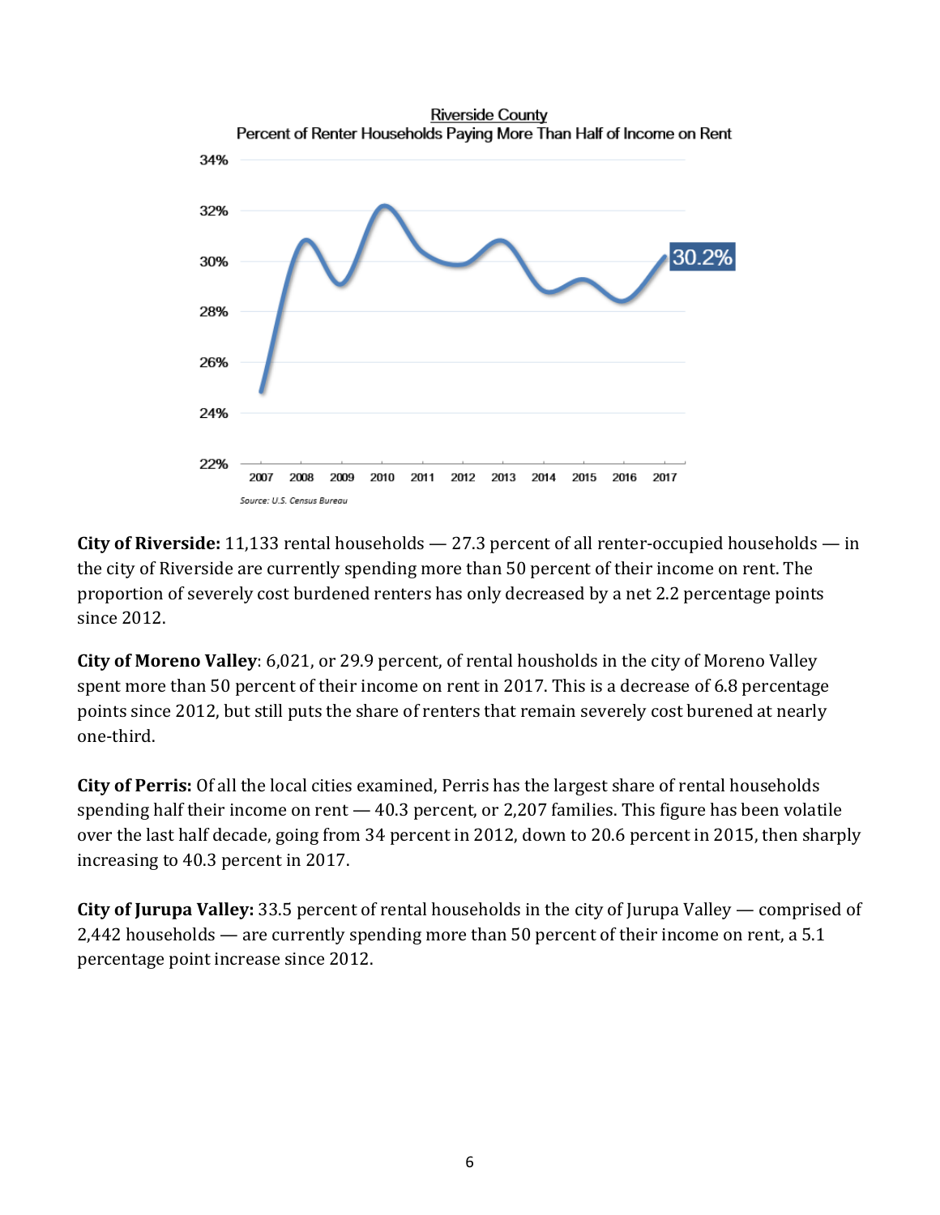Riverside County
Percent of Renter Households Paying More Than Half of Income on Rent

Source: U.S. Census Bureau

**City of Riverside:** 11,133 rental households — 27.3 percent of all renter-occupied households — in the city of Riverside are currently spending more than 50 percent of their income on rent. The proportion of severely cost burdened renters has only decreased by a net 2.2 percentage points since 2012.

**City of Moreno Valley**: 6,021, or 29.9 percent, of rental housholds in the city of Moreno Valley spent more than 50 percent of their income on rent in 2017. This is a decrease of 6.8 percentage points since 2012, but still puts the share of renters that remain severely cost burened at nearly one-third.

**City of Perris:** Of all the local cities examined, Perris has the largest share of rental households spending half their income on rent — 40.3 percent, or 2,207 families. This figure has been volatile over the last half decade, going from 34 percent in 2012, down to 20.6 percent in 2015, then sharply increasing to 40.3 percent in 2017.

**City of Jurupa Valley:** 33.5 percent of rental households in the city of Jurupa Valley — comprised of 2,442 households — are currently spending more than 50 percent of their income on rent, a 5.1 percentage point increase since 2012.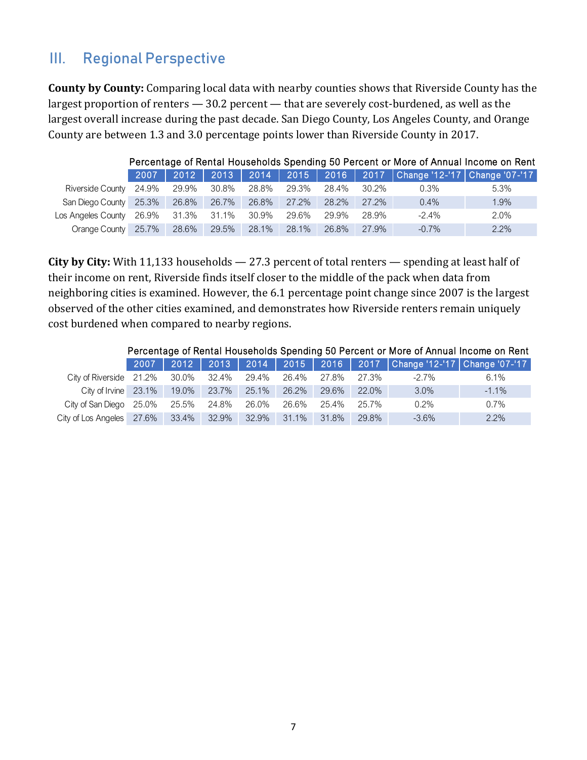## III. Regional Perspective

**County by County:** Comparing local data with nearby counties shows that Riverside County has the largest proportion of renters — 30.2 percent — that are severely cost-burdened, as well as the largest overall increase during the past decade. San Diego County, Los Angeles County, and Orange County are between 1.3 and 3.0 percentage points lower than Riverside County in 2017.

Percentage of Rental Households Spending 50 Percent or More of Annual Income on Rent

| | 2007 | 2012 | 2013 | 2014 | 2015 | 2016 | 2017 | Change '12-'17 | Change '07-'17 |
|---|---|---|---|---|---|---|---|---|---|
| Riverside County | 24.9% | 29.9% | 30.8% | 28.8% | 29.3% | 28.4% | 30.2% | 0.3% | 5.3% |
| San Diego County | 25.3% | 26.8% | 26.7% | 26.8% | 27.2% | 28.2% | 27.2% | 0.4% | 1.9% |
| Los Angeles County | 26.9% | 31.3% | 31.1% | 30.9% | 29.6% | 29.9% | 28.9% | -2.4% | 2.0% |
| Orange County | 25.7% | 28.6% | 29.5% | 28.1% | 28.1% | 26.8% | 27.9% | -0.7% | 2.2% |

**City by City:** With 11,133 households — 27.3 percent of total renters — spending at least half of their income on rent, Riverside finds itself closer to the middle of the pack when data from neighboring cities is examined. However, the 6.1 percentage point change since 2007 is the largest observed of the other cities examined, and demonstrates how Riverside renters remain uniquely cost burdened when compared to nearby regions.

Percentage of Rental Households Spending 50 Percent or More of Annual Income on Rent

| | 2007 | 2012 | 2013 | 2014 | 2015 | 2016 | 2017 | Change '12-'17 | Change '07-'17 |
|---|---|---|---|---|---|---|---|---|---|
| City of Riverside | 21.2% | 30.0% | 32.4% | 29.4% | 26.4% | 27.8% | 27.3% | -2.7% | 6.1% |
| City of Irvine | 23.1% | 19.0% | 23.7% | 25.1% | 26.2% | 29.6% | 22.0% | 3.0% | -1.1% |
| City of San Diego | 25.0% | 25.5% | 24.8% | 26.0% | 26.6% | 25.4% | 25.7% | 0.2% | 0.7% |
| City of Los Angeles | 27.6% | 33.4% | 32.9% | 32.9% | 31.1% | 31.8% | 29.8% | -3.6% | 2.2% |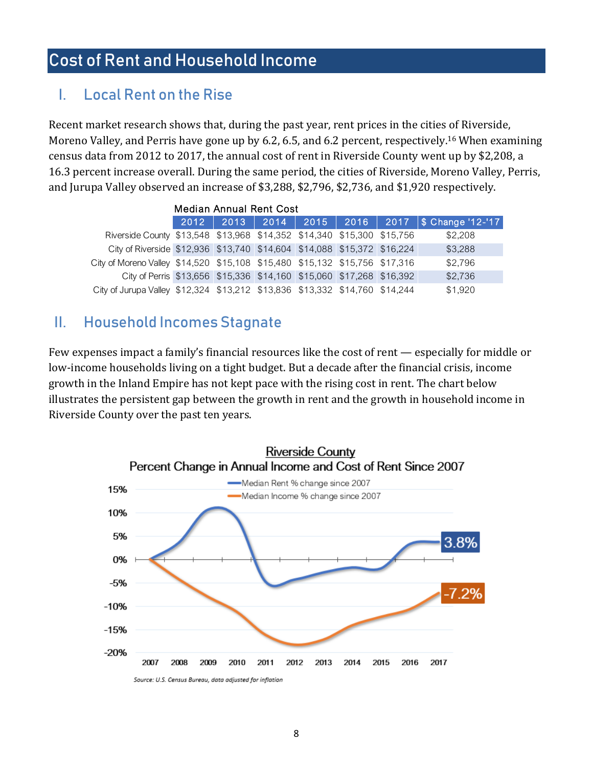# Cost of Rent and Household Income

## I. Local Rent on the Rise

Recent market research shows that, during the past year, rent prices in the cities of Riverside, Moreno Valley, and Perris have gone up by 6.2, 6.5, and 6.2 percent, respectively.[16] When examining census data from 2012 to 2017, the annual cost of rent in Riverside County went up by $2,208, a 16.3 percent increase overall. During the same period, the cities of Riverside, Moreno Valley, Perris, and Jurupa Valley observed an increase of $3,288, $2,796, $2,736, and $1,920 respectively.

Median Annual Rent Cost

| | 2012 | 2013 | 2014 | 2015 | 2016 | 2017 | $ Change '12-'17 |
|---|---|---|---|---|---|---|---|
| Riverside County | $13,548 | $13,968 | $14,352 | $14,340 | $15,300 | $15,756 | $2,208 |
| City of Riverside | $12,936 | $13,740 | $14,604 | $14,088 | $15,372 | $16,224 | $3,288 |
| City of Moreno Valley | $14,520 | $15,108 | $15,480 | $15,132 | $15,756 | $17,316 | $2,796 |
| City of Perris | $13,656 | $15,336 | $14,160 | $15,060 | $17,268 | $16,392 | $2,736 |
| City of Jurupa Valley | $12,324 | $13,212 | $13,836 | $13,332 | $14,760 | $14,244 | $1,920 |

## II. Household Incomes Stagnate

Few expenses impact a family's financial resources like the cost of rent — especially for middle or low-income households living on a tight budget. But a decade after the financial crisis, income growth in the Inland Empire has not kept pace with the rising cost in rent. The chart below illustrates the persistent gap between the growth in rent and the growth in household income in Riverside County over the past ten years.

Riverside County
Percent Change in Annual Income and Cost of Rent Since 2007

- Median Rent % change since 2007: 3.8% (2017)
- Median Income % change since 2007: -7.2% (2017)

*Source: U.S. Census Bureau, data adjusted for inflation*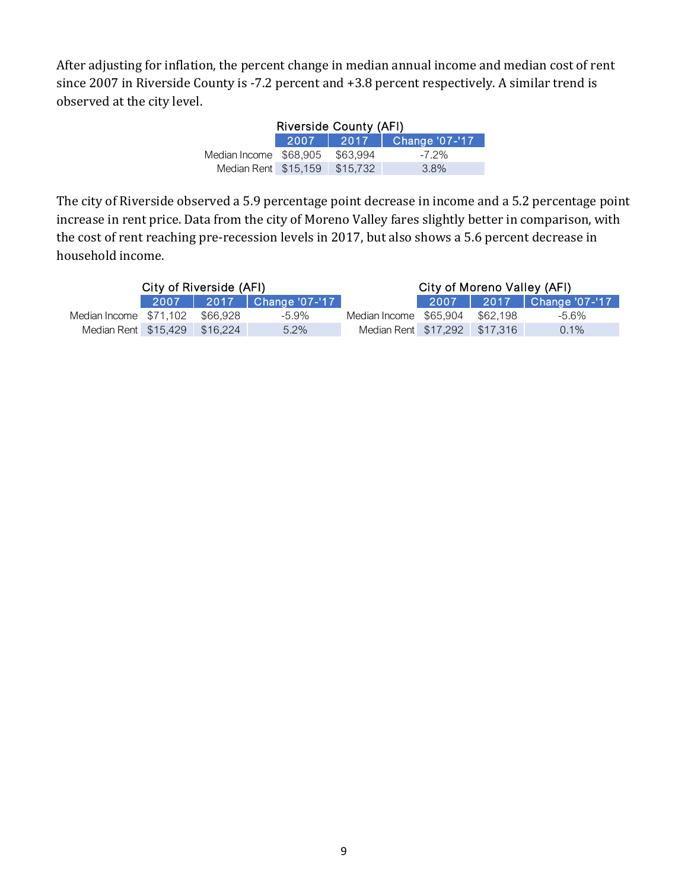After adjusting for inflation, the percent change in median annual income and median cost of rent since 2007 in Riverside County is -7.2 percent and +3.8 percent respectively. A similar trend is observed at the city level.

| Riverside County (AFI) | | | |
|---|---|---|---|
| | 2007 | 2017 | Change '07-'17 |
| Median Income | $68,905 | $63,994 | -7.2% |
| Median Rent | $15,159 | $15,732 | 3.8% |

The city of Riverside observed a 5.9 percentage point decrease in income and a 5.2 percentage point increase in rent price. Data from the city of Moreno Valley fares slightly better in comparison, with the cost of rent reaching pre-recession levels in 2017, but also shows a 5.6 percent decrease in household income.

| City of Riverside (AFI) | | | |
|---|---|---|---|
| | 2007 | 2017 | Change '07-'17 |
| Median Income | $71,102 | $66,928 | -5.9% |
| Median Rent | $15,429 | $16,224 | 5.2% |

| City of Moreno Valley (AFI) | | | |
|---|---|---|---|
| | 2007 | 2017 | Change '07-'17 |
| Median Income | $65,904 | $62,198 | -5.6% |
| Median Rent | $17,292 | $17,316 | 0.1% |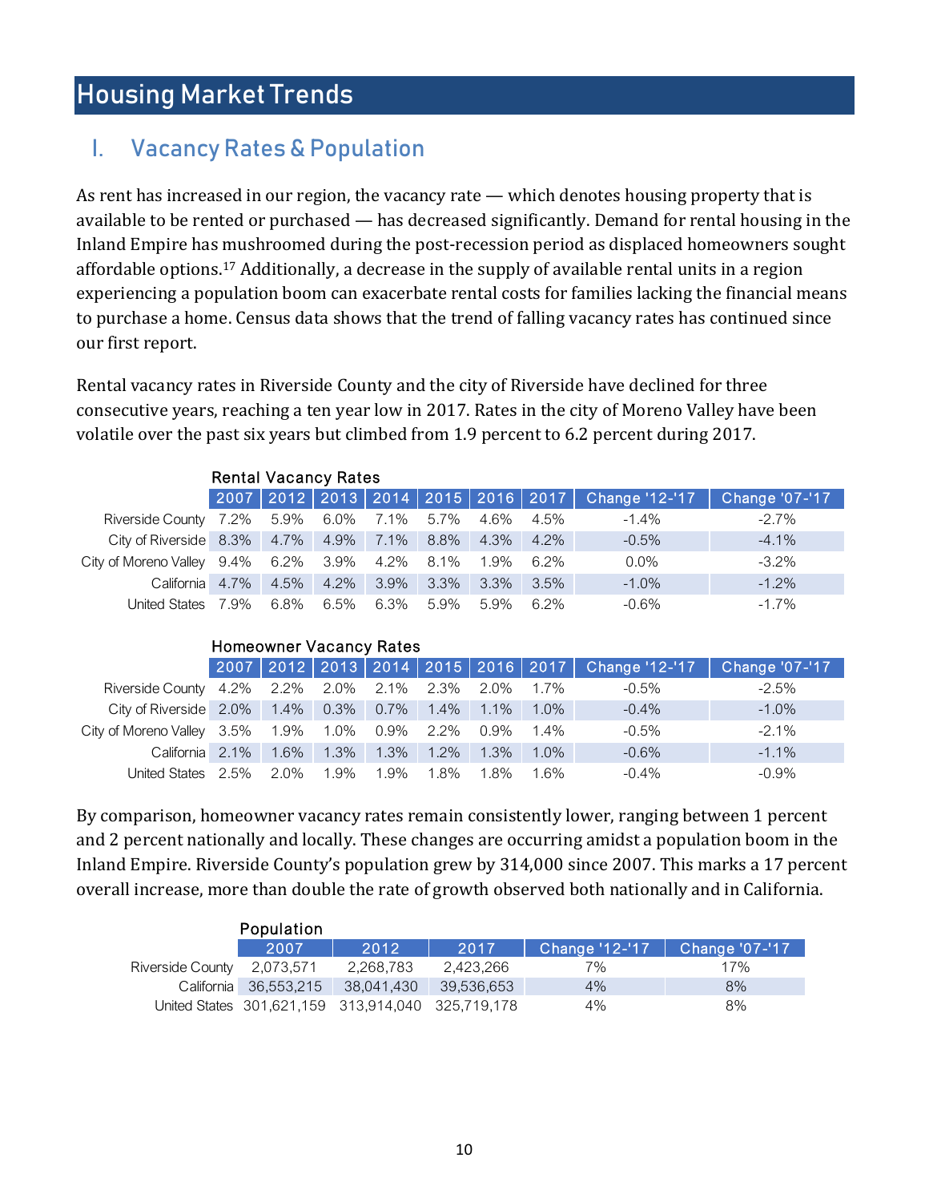# Housing Market Trends

## I. Vacancy Rates & Population

As rent has increased in our region, the vacancy rate — which denotes housing property that is available to be rented or purchased — has decreased significantly. Demand for rental housing in the Inland Empire has mushroomed during the post-recession period as displaced homeowners sought affordable options.[17] Additionally, a decrease in the supply of available rental units in a region experiencing a population boom can exacerbate rental costs for families lacking the financial means to purchase a home. Census data shows that the trend of falling vacancy rates has continued since our first report.

Rental vacancy rates in Riverside County and the city of Riverside have declined for three consecutive years, reaching a ten year low in 2017. Rates in the city of Moreno Valley have been volatile over the past six years but climbed from 1.9 percent to 6.2 percent during 2017.

Rental Vacancy Rates

| | 2007 | 2012 | 2013 | 2014 | 2015 | 2016 | 2017 | Change '12-'17 | Change '07-'17 |
|---|---|---|---|---|---|---|---|---|---|
| Riverside County | 7.2% | 5.9% | 6.0% | 7.1% | 5.7% | 4.6% | 4.5% | -1.4% | -2.7% |
| City of Riverside | 8.3% | 4.7% | 4.9% | 7.1% | 8.8% | 4.3% | 4.2% | -0.5% | -4.1% |
| City of Moreno Valley | 9.4% | 6.2% | 3.9% | 4.2% | 8.1% | 1.9% | 6.2% | 0.0% | -3.2% |
| California | 4.7% | 4.5% | 4.2% | 3.9% | 3.3% | 3.3% | 3.5% | -1.0% | -1.2% |
| United States | 7.9% | 6.8% | 6.5% | 6.3% | 5.9% | 5.9% | 6.2% | -0.6% | -1.7% |

Homeowner Vacancy Rates

| | 2007 | 2012 | 2013 | 2014 | 2015 | 2016 | 2017 | Change '12-'17 | Change '07-'17 |
|---|---|---|---|---|---|---|---|---|---|
| Riverside County | 4.2% | 2.2% | 2.0% | 2.1% | 2.3% | 2.0% | 1.7% | -0.5% | -2.5% |
| City of Riverside | 2.0% | 1.4% | 0.3% | 0.7% | 1.4% | 1.1% | 1.0% | -0.4% | -1.0% |
| City of Moreno Valley | 3.5% | 1.9% | 1.0% | 0.9% | 2.2% | 0.9% | 1.4% | -0.5% | -2.1% |
| California | 2.1% | 1.6% | 1.3% | 1.3% | 1.2% | 1.3% | 1.0% | -0.6% | -1.1% |
| United States | 2.5% | 2.0% | 1.9% | 1.9% | 1.8% | 1.8% | 1.6% | -0.4% | -0.9% |

By comparison, homeowner vacancy rates remain consistently lower, ranging between 1 percent and 2 percent nationally and locally. These changes are occurring amidst a population boom in the Inland Empire. Riverside County's population grew by 314,000 since 2007. This marks a 17 percent overall increase, more than double the rate of growth observed both nationally and in California.

Population

| | 2007 | 2012 | 2017 | Change '12-'17 | Change '07-'17 |
|---|---|---|---|---|---|
| Riverside County | 2,073,571 | 2,268,783 | 2,423,266 | 7% | 17% |
| California | 36,553,215 | 38,041,430 | 39,536,653 | 4% | 8% |
| United States | 301,621,159 | 313,914,040 | 325,719,178 | 4% | 8% |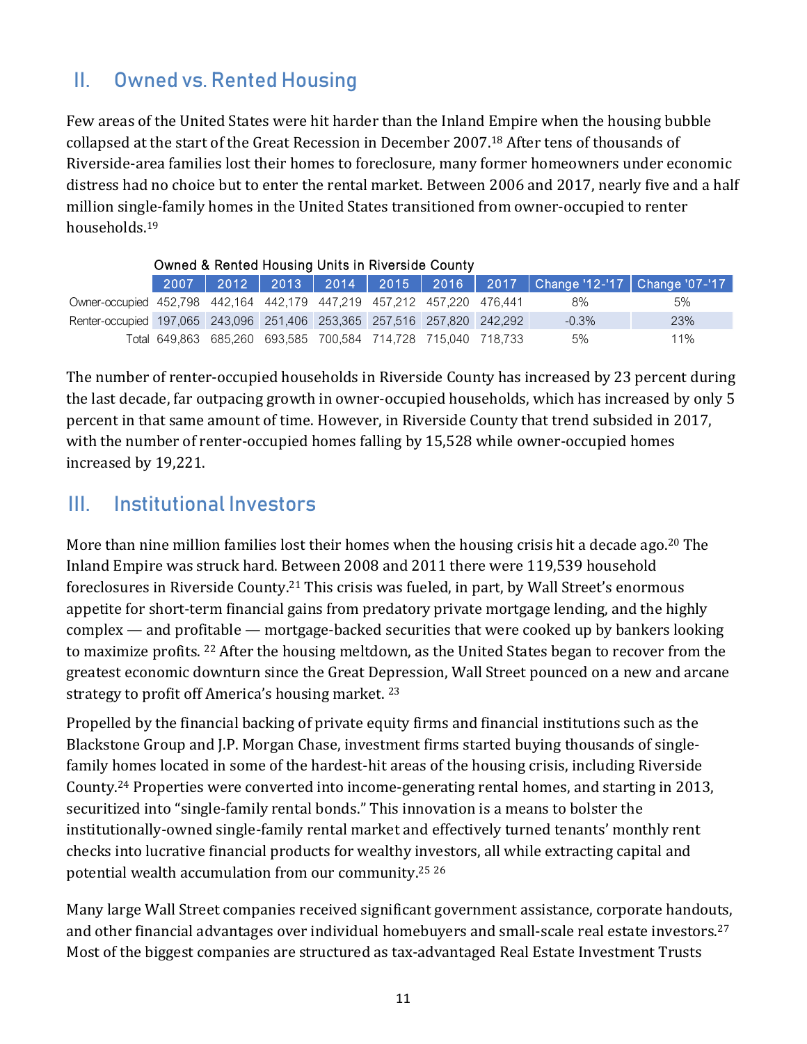## II. Owned vs. Rented Housing

Few areas of the United States were hit harder than the Inland Empire when the housing bubble collapsed at the start of the Great Recession in December 2007.[18] After tens of thousands of Riverside-area families lost their homes to foreclosure, many former homeowners under economic distress had no choice but to enter the rental market. Between 2006 and 2017, nearly five and a half million single-family homes in the United States transitioned from owner-occupied to renter households.[19]

Owned & Rented Housing Units in Riverside County

| | 2007 | 2012 | 2013 | 2014 | 2015 | 2016 | 2017 | Change '12-'17 | Change '07-'17 |
|---|---|---|---|---|---|---|---|---|---|
| Owner-occupied | 452,798 | 442,164 | 442,179 | 447,219 | 457,212 | 457,220 | 476,441 | 8% | 5% |
| Renter-occupied | 197,065 | 243,096 | 251,406 | 253,365 | 257,516 | 257,820 | 242,292 | -0.3% | 23% |
| Total | 649,863 | 685,260 | 693,585 | 700,584 | 714,728 | 715,040 | 718,733 | 5% | 11% |

The number of renter-occupied households in Riverside County has increased by 23 percent during the last decade, far outpacing growth in owner-occupied households, which has increased by only 5 percent in that same amount of time. However, in Riverside County that trend subsided in 2017, with the number of renter-occupied homes falling by 15,528 while owner-occupied homes increased by 19,221.

## III. Institutional Investors

More than nine million families lost their homes when the housing crisis hit a decade ago.[20] The Inland Empire was struck hard. Between 2008 and 2011 there were 119,539 household foreclosures in Riverside County.[21] This crisis was fueled, in part, by Wall Street's enormous appetite for short-term financial gains from predatory private mortgage lending, and the highly complex — and profitable — mortgage-backed securities that were cooked up by bankers looking to maximize profits.[22] After the housing meltdown, as the United States began to recover from the greatest economic downturn since the Great Depression, Wall Street pounced on a new and arcane strategy to profit off America's housing market.[23]

Propelled by the financial backing of private equity firms and financial institutions such as the Blackstone Group and J.P. Morgan Chase, investment firms started buying thousands of single-family homes located in some of the hardest-hit areas of the housing crisis, including Riverside County.[24] Properties were converted into income-generating rental homes, and starting in 2013, securitized into "single-family rental bonds." This innovation is a means to bolster the institutionally-owned single-family rental market and effectively turned tenants' monthly rent checks into lucrative financial products for wealthy investors, all while extracting capital and potential wealth accumulation from our community.[25] [26]

Many large Wall Street companies received significant government assistance, corporate handouts, and other financial advantages over individual homebuyers and small-scale real estate investors.[27] Most of the biggest companies are structured as tax-advantaged Real Estate Investment Trusts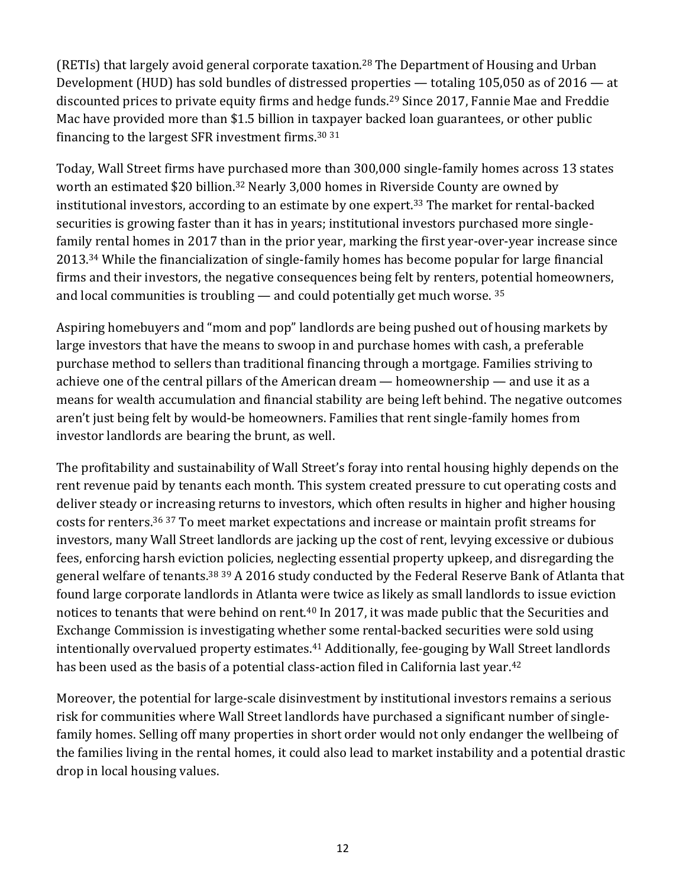(RETIs) that largely avoid general corporate taxation.[28] The Department of Housing and Urban Development (HUD) has sold bundles of distressed properties — totaling 105,050 as of 2016 — at discounted prices to private equity firms and hedge funds.[29] Since 2017, Fannie Mae and Freddie Mac have provided more than $1.5 billion in taxpayer backed loan guarantees, or other public financing to the largest SFR investment firms.[30] [31]

Today, Wall Street firms have purchased more than 300,000 single-family homes across 13 states worth an estimated $20 billion.[32] Nearly 3,000 homes in Riverside County are owned by institutional investors, according to an estimate by one expert.[33] The market for rental-backed securities is growing faster than it has in years; institutional investors purchased more single-family rental homes in 2017 than in the prior year, marking the first year-over-year increase since 2013.[34] While the financialization of single-family homes has become popular for large financial firms and their investors, the negative consequences being felt by renters, potential homeowners, and local communities is troubling — and could potentially get much worse. [35]

Aspiring homebuyers and "mom and pop" landlords are being pushed out of housing markets by large investors that have the means to swoop in and purchase homes with cash, a preferable purchase method to sellers than traditional financing through a mortgage. Families striving to achieve one of the central pillars of the American dream — homeownership — and use it as a means for wealth accumulation and financial stability are being left behind. The negative outcomes aren't just being felt by would-be homeowners. Families that rent single-family homes from investor landlords are bearing the brunt, as well.

The profitability and sustainability of Wall Street's foray into rental housing highly depends on the rent revenue paid by tenants each month. This system created pressure to cut operating costs and deliver steady or increasing returns to investors, which often results in higher and higher housing costs for renters.[36] [37] To meet market expectations and increase or maintain profit streams for investors, many Wall Street landlords are jacking up the cost of rent, levying excessive or dubious fees, enforcing harsh eviction policies, neglecting essential property upkeep, and disregarding the general welfare of tenants.[38] [39] A 2016 study conducted by the Federal Reserve Bank of Atlanta that found large corporate landlords in Atlanta were twice as likely as small landlords to issue eviction notices to tenants that were behind on rent.[40] In 2017, it was made public that the Securities and Exchange Commission is investigating whether some rental-backed securities were sold using intentionally overvalued property estimates.[41] Additionally, fee-gouging by Wall Street landlords has been used as the basis of a potential class-action filed in California last year.[42]

Moreover, the potential for large-scale disinvestment by institutional investors remains a serious risk for communities where Wall Street landlords have purchased a significant number of single-family homes. Selling off many properties in short order would not only endanger the wellbeing of the families living in the rental homes, it could also lead to market instability and a potential drastic drop in local housing values.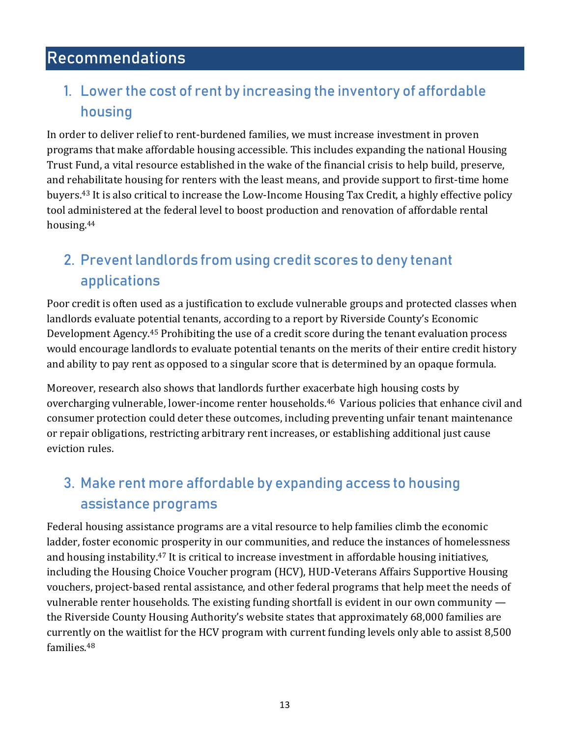# Recommendations

## 1. Lower the cost of rent by increasing the inventory of affordable housing

In order to deliver relief to rent-burdened families, we must increase investment in proven programs that make affordable housing accessible. This includes expanding the national Housing Trust Fund, a vital resource established in the wake of the financial crisis to help build, preserve, and rehabilitate housing for renters with the least means, and provide support to first-time home buyers.[43] It is also critical to increase the Low-Income Housing Tax Credit, a highly effective policy tool administered at the federal level to boost production and renovation of affordable rental housing.[44]

## 2. Prevent landlords from using credit scores to deny tenant applications

Poor credit is often used as a justification to exclude vulnerable groups and protected classes when landlords evaluate potential tenants, according to a report by Riverside County's Economic Development Agency.[45] Prohibiting the use of a credit score during the tenant evaluation process would encourage landlords to evaluate potential tenants on the merits of their entire credit history and ability to pay rent as opposed to a singular score that is determined by an opaque formula.

Moreover, research also shows that landlords further exacerbate high housing costs by overcharging vulnerable, lower-income renter households.[46] Various policies that enhance civil and consumer protection could deter these outcomes, including preventing unfair tenant maintenance or repair obligations, restricting arbitrary rent increases, or establishing additional just cause eviction rules.

## 3. Make rent more affordable by expanding access to housing assistance programs

Federal housing assistance programs are a vital resource to help families climb the economic ladder, foster economic prosperity in our communities, and reduce the instances of homelessness and housing instability.[47] It is critical to increase investment in affordable housing initiatives, including the Housing Choice Voucher program (HCV), HUD-Veterans Affairs Supportive Housing vouchers, project-based rental assistance, and other federal programs that help meet the needs of vulnerable renter households. The existing funding shortfall is evident in our own community — the Riverside County Housing Authority's website states that approximately 68,000 families are currently on the waitlist for the HCV program with current funding levels only able to assist 8,500 families.[48]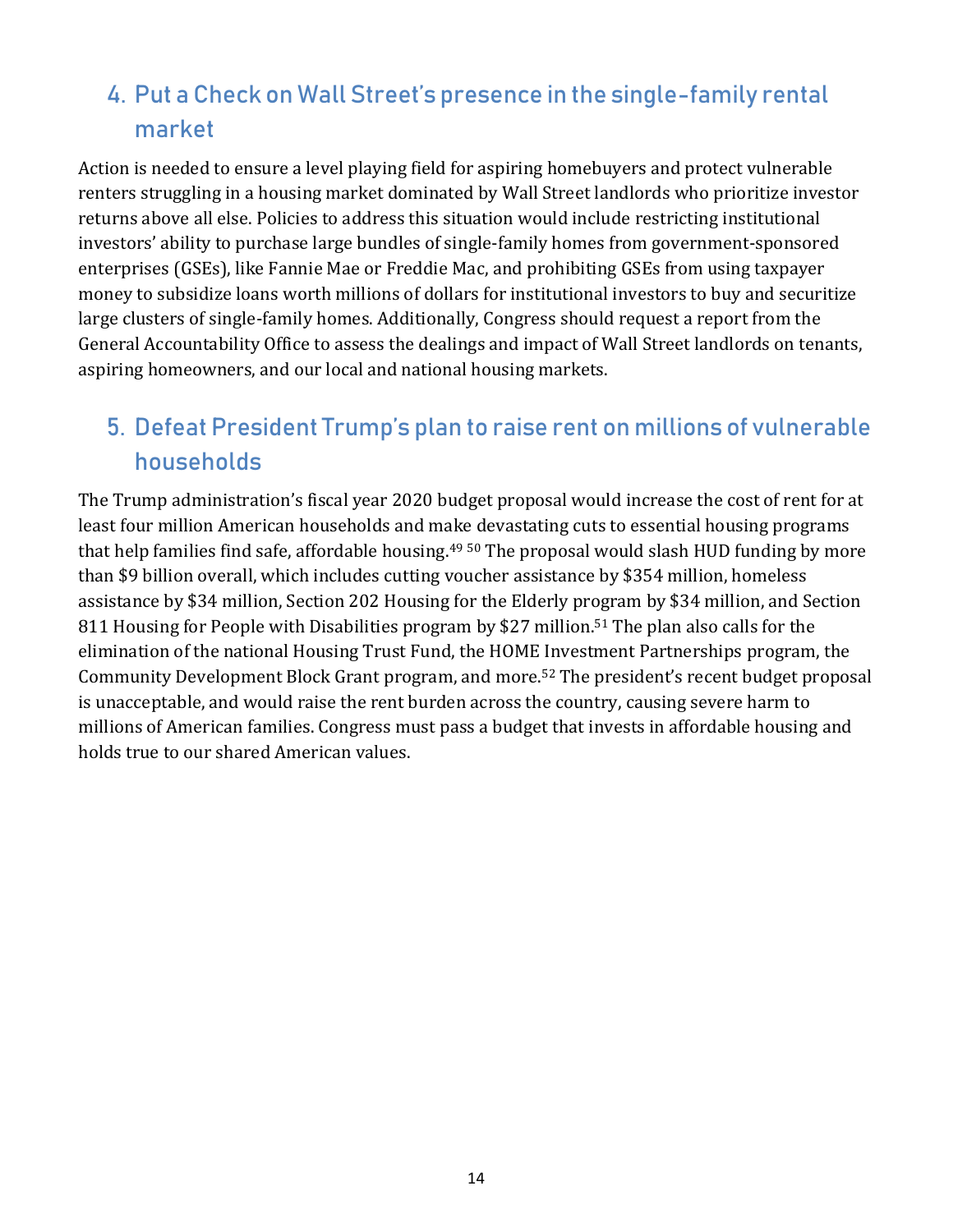## 4. Put a Check on Wall Street's presence in the single-family rental market

Action is needed to ensure a level playing field for aspiring homebuyers and protect vulnerable renters struggling in a housing market dominated by Wall Street landlords who prioritize investor returns above all else. Policies to address this situation would include restricting institutional investors' ability to purchase large bundles of single-family homes from government-sponsored enterprises (GSEs), like Fannie Mae or Freddie Mac, and prohibiting GSEs from using taxpayer money to subsidize loans worth millions of dollars for institutional investors to buy and securitize large clusters of single-family homes. Additionally, Congress should request a report from the General Accountability Office to assess the dealings and impact of Wall Street landlords on tenants, aspiring homeowners, and our local and national housing markets.

## 5. Defeat President Trump's plan to raise rent on millions of vulnerable households

The Trump administration's fiscal year 2020 budget proposal would increase the cost of rent for at least four million American households and make devastating cuts to essential housing programs that help families find safe, affordable housing.[49] [50] The proposal would slash HUD funding by more than $9 billion overall, which includes cutting voucher assistance by $354 million, homeless assistance by $34 million, Section 202 Housing for the Elderly program by $34 million, and Section 811 Housing for People with Disabilities program by $27 million.[51] The plan also calls for the elimination of the national Housing Trust Fund, the HOME Investment Partnerships program, the Community Development Block Grant program, and more.[52] The president's recent budget proposal is unacceptable, and would raise the rent burden across the country, causing severe harm to millions of American families. Congress must pass a budget that invests in affordable housing and holds true to our shared American values.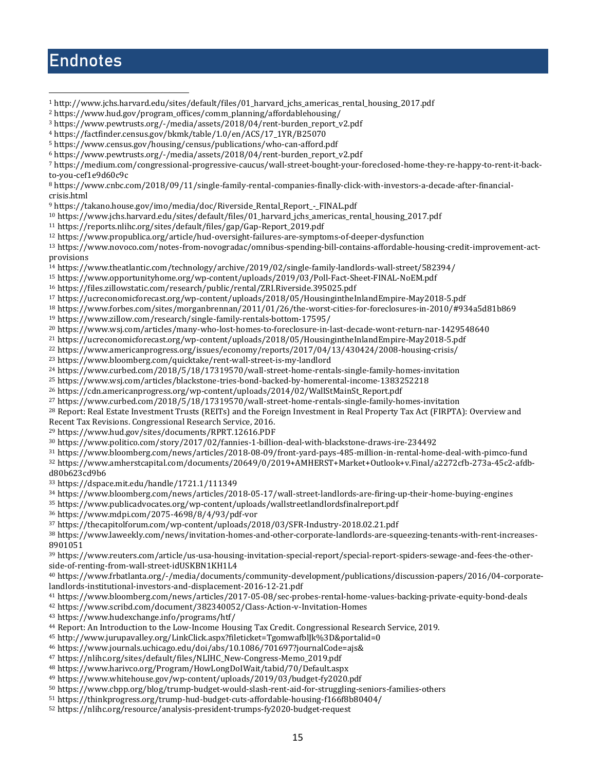# Endnotes

[1] http://www.jchs.harvard.edu/sites/default/files/01_harvard_jchs_americas_rental_housing_2017.pdf
[2] https://www.hud.gov/program_offices/comm_planning/affordablehousing/
[3] https://www.pewtrusts.org/-/media/assets/2018/04/rent-burden_report_v2.pdf
[4] https://factfinder.census.gov/bkmk/table/1.0/en/ACS/17_1YR/B25070
[5] https://www.census.gov/housing/census/publications/who-can-afford.pdf
[6] https://www.pewtrusts.org/-/media/assets/2018/04/rent-burden_report_v2.pdf
[7] https://medium.com/congressional-progressive-caucus/wall-street-bought-your-foreclosed-home-they-re-happy-to-rent-it-back-to-you-cef1e9d60c9c
[8] https://www.cnbc.com/2018/09/11/single-family-rental-companies-finally-click-with-investors-a-decade-after-financial-crisis.html
[9] https://takano.house.gov/imo/media/doc/Riverside_Rental_Report_-_FINAL.pdf
[10] https://www.jchs.harvard.edu/sites/default/files/01_harvard_jchs_americas_rental_housing_2017.pdf
[11] https://reports.nlihc.org/sites/default/files/gap/Gap-Report_2019.pdf
[12] https://www.propublica.org/article/hud-oversight-failures-are-symptoms-of-deeper-dysfunction
[13] https://www.novoco.com/notes-from-novogradac/omnibus-spending-bill-contains-affordable-housing-credit-improvement-act-provisions
[14] https://www.theatlantic.com/technology/archive/2019/02/single-family-landlords-wall-street/582394/
[15] https://www.opportunityhome.org/wp-content/uploads/2019/03/Poll-Fact-Sheet-FINAL-NoEM.pdf
[16] https://files.zillowstatic.com/research/public/rental/ZRI.Riverside.395025.pdf
[17] https://ucreconomicforecast.org/wp-content/uploads/2018/05/HousingintheInlandEmpire-May2018-5.pdf
[18] https://www.forbes.com/sites/morganbrennan/2011/01/26/the-worst-cities-for-foreclosures-in-2010/#934a5d81b869
[19] https://www.zillow.com/research/single-family-rentals-bottom-17595/
[20] https://www.wsj.com/articles/many-who-lost-homes-to-foreclosure-in-last-decade-wont-return-nar-1429548640
[21] https://ucreconomicforecast.org/wp-content/uploads/2018/05/HousingintheInlandEmpire-May2018-5.pdf
[22] https://www.americanprogress.org/issues/economy/reports/2017/04/13/430424/2008-housing-crisis/
[23] https://www.bloomberg.com/quicktake/rent-wall-street-is-my-landlord
[24] https://www.curbed.com/2018/5/18/17319570/wall-street-home-rentals-single-family-homes-invitation
[25] https://www.wsj.com/articles/blackstone-tries-bond-backed-by-homerental-income-1383252218
[26] https://cdn.americanprogress.org/wp-content/uploads/2014/02/WallStMainSt_Report.pdf
[27] https://www.curbed.com/2018/5/18/17319570/wall-street-home-rentals-single-family-homes-invitation
[28] Report: Real Estate Investment Trusts (REITs) and the Foreign Investment in Real Property Tax Act (FIRPTA): Overview and Recent Tax Revisions. Congressional Research Service, 2016.
[29] https://www.hud.gov/sites/documents/RPRT.12616.PDF
[30] https://www.politico.com/story/2017/02/fannies-1-billion-deal-with-blackstone-draws-ire-234492
[31] https://www.bloomberg.com/news/articles/2018-08-09/front-yard-pays-485-million-in-rental-home-deal-with-pimco-fund
[32] https://www.amherstcapital.com/documents/20649/0/2019+AMHERST+Market+Outlook+v.Final/a2272cfb-273a-45c2-afdb-d80b623cd9b6
[33] https://dspace.mit.edu/handle/1721.1/111349
[34] https://www.bloomberg.com/news/articles/2018-05-17/wall-street-landlords-are-firing-up-their-home-buying-engines
[35] https://www.publicadvocates.org/wp-content/uploads/wallstreetlandlordsfinalreport.pdf
[36] https://www.mdpi.com/2075-4698/8/4/93/pdf-vor
[37] https://thecapitolforum.com/wp-content/uploads/2018/03/SFR-Industry-2018.02.21.pdf
[38] https://www.laweekly.com/news/invitation-homes-and-other-corporate-landlords-are-squeezing-tenants-with-rent-increases-8901051
[39] https://www.reuters.com/article/us-usa-housing-invitation-special-report/special-report-spiders-sewage-and-fees-the-other-side-of-renting-from-wall-street-idUSKBN1KH1L4
[40] https://www.frbatlanta.org/-/media/documents/community-development/publications/discussion-papers/2016/04-corporate-landlords-institutional-investors-and-displacement-2016-12-21.pdf
[41] https://www.bloomberg.com/news/articles/2017-05-08/sec-probes-rental-home-values-backing-private-equity-bond-deals
[42] https://www.scribd.com/document/382340052/Class-Action-v-Invitation-Homes
[43] https://www.hudexchange.info/programs/htf/
[44] Report: An Introduction to the Low-Income Housing Tax Credit. Congressional Research Service, 2019.
[45] http://www.jurupavalley.org/LinkClick.aspx?fileticket=TgomwafblJk%3D&portalid=0
[46] https://www.journals.uchicago.edu/doi/abs/10.1086/701697?journalCode=ajs&
[47] https://nlihc.org/sites/default/files/NLIHC_New-Congress-Memo_2019.pdf
[48] https://www.harivco.org/Program/HowLongDoIWait/tabid/70/Default.aspx
[49] https://www.whitehouse.gov/wp-content/uploads/2019/03/budget-fy2020.pdf
[50] https://www.cbpp.org/blog/trump-budget-would-slash-rent-aid-for-struggling-seniors-families-others
[51] https://thinkprogress.org/trump-hud-budget-cuts-affordable-housing-f166f8b80404/
[52] https://nlihc.org/resource/analysis-president-trumps-fy2020-budget-request